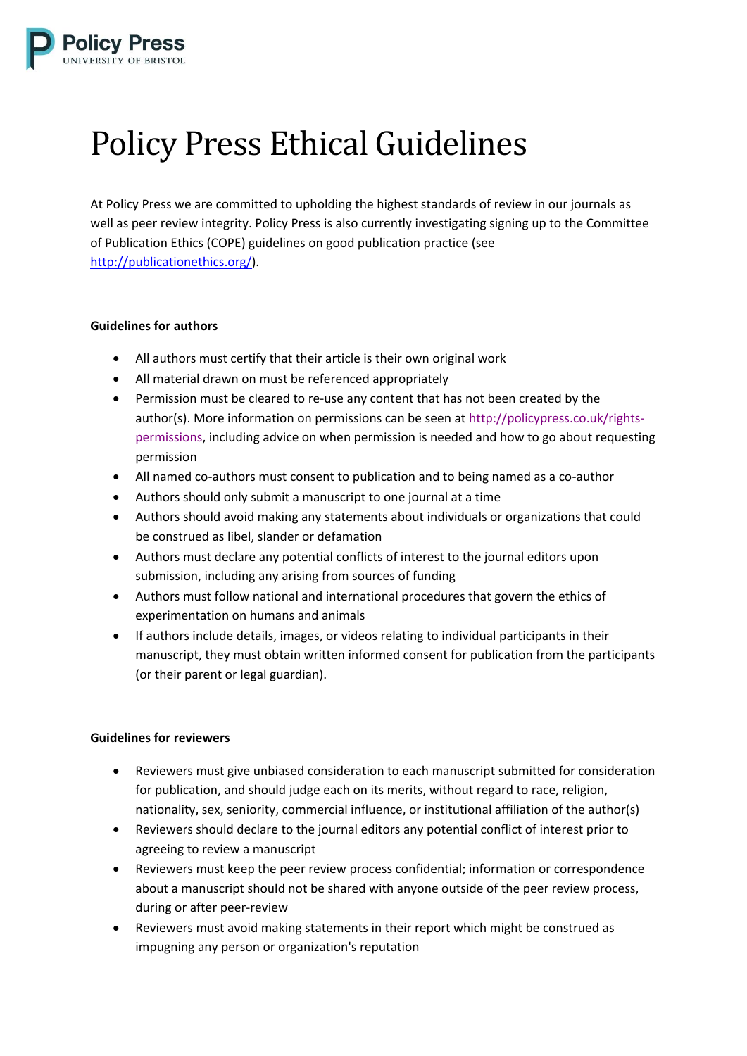# Policy Press Ethical Guidelines

At Policy Press we are committed to upholding the highest standards of review in our journals as well as peer review integrity. Policy Press is also currently investigating signing up to the Committee of Publication Ethics (COPE) guidelines on good publication practice (see http://publicationethics.org/).

**Guidelines for authors**

- All authors must certify that their article is their own original work
- All material drawn on must be referenced appropriately
- Permission must be cleared to re-use any content that has not been created by the author(s). More information on permissions can be seen at http://policypress.co.uk/rights-permissions, including advice on when permission is needed and how to go about requesting permission
- All named co-authors must consent to publication and to being named as a co-author
- Authors should only submit a manuscript to one journal at a time
- Authors should avoid making any statements about individuals or organizations that could be construed as libel, slander or defamation
- Authors must declare any potential conflicts of interest to the journal editors upon submission, including any arising from sources of funding
- Authors must follow national and international procedures that govern the ethics of experimentation on humans and animals
- If authors include details, images, or videos relating to individual participants in their manuscript, they must obtain written informed consent for publication from the participants (or their parent or legal guardian).

**Guidelines for reviewers**

- Reviewers must give unbiased consideration to each manuscript submitted for consideration for publication, and should judge each on its merits, without regard to race, religion, nationality, sex, seniority, commercial influence, or institutional affiliation of the author(s)
- Reviewers should declare to the journal editors any potential conflict of interest prior to agreeing to review a manuscript
- Reviewers must keep the peer review process confidential; information or correspondence about a manuscript should not be shared with anyone outside of the peer review process, during or after peer-review
- Reviewers must avoid making statements in their report which might be construed as impugning any person or organization's reputation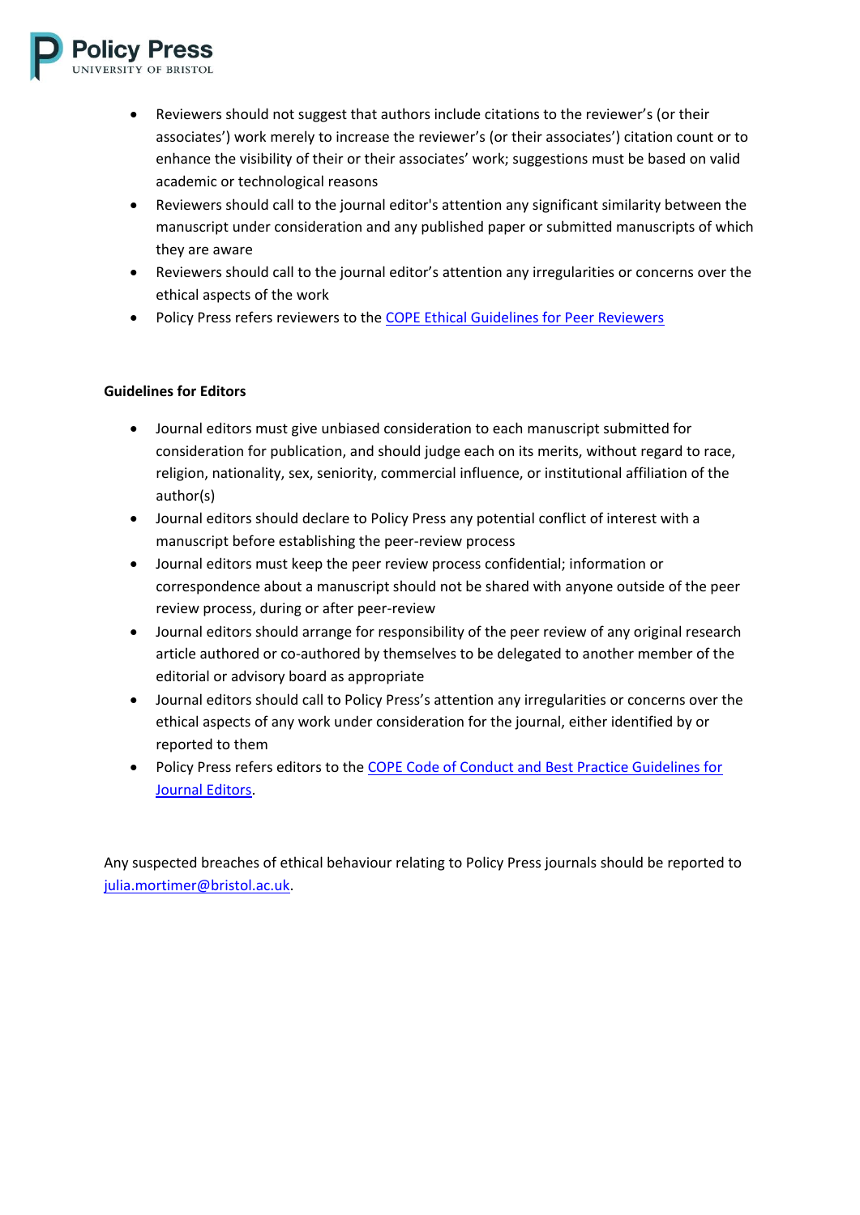- Reviewers should not suggest that authors include citations to the reviewer's (or their associates') work merely to increase the reviewer's (or their associates') citation count or to enhance the visibility of their or their associates' work; suggestions must be based on valid academic or technological reasons
- Reviewers should call to the journal editor's attention any significant similarity between the manuscript under consideration and any published paper or submitted manuscripts of which they are aware
- Reviewers should call to the journal editor's attention any irregularities or concerns over the ethical aspects of the work
- Policy Press refers reviewers to the COPE Ethical Guidelines for Peer Reviewers

**Guidelines for Editors**

- Journal editors must give unbiased consideration to each manuscript submitted for consideration for publication, and should judge each on its merits, without regard to race, religion, nationality, sex, seniority, commercial influence, or institutional affiliation of the author(s)
- Journal editors should declare to Policy Press any potential conflict of interest with a manuscript before establishing the peer-review process
- Journal editors must keep the peer review process confidential; information or correspondence about a manuscript should not be shared with anyone outside of the peer review process, during or after peer-review
- Journal editors should arrange for responsibility of the peer review of any original research article authored or co-authored by themselves to be delegated to another member of the editorial or advisory board as appropriate
- Journal editors should call to Policy Press's attention any irregularities or concerns over the ethical aspects of any work under consideration for the journal, either identified by or reported to them
- Policy Press refers editors to the COPE Code of Conduct and Best Practice Guidelines for Journal Editors.

Any suspected breaches of ethical behaviour relating to Policy Press journals should be reported to julia.mortimer@bristol.ac.uk.